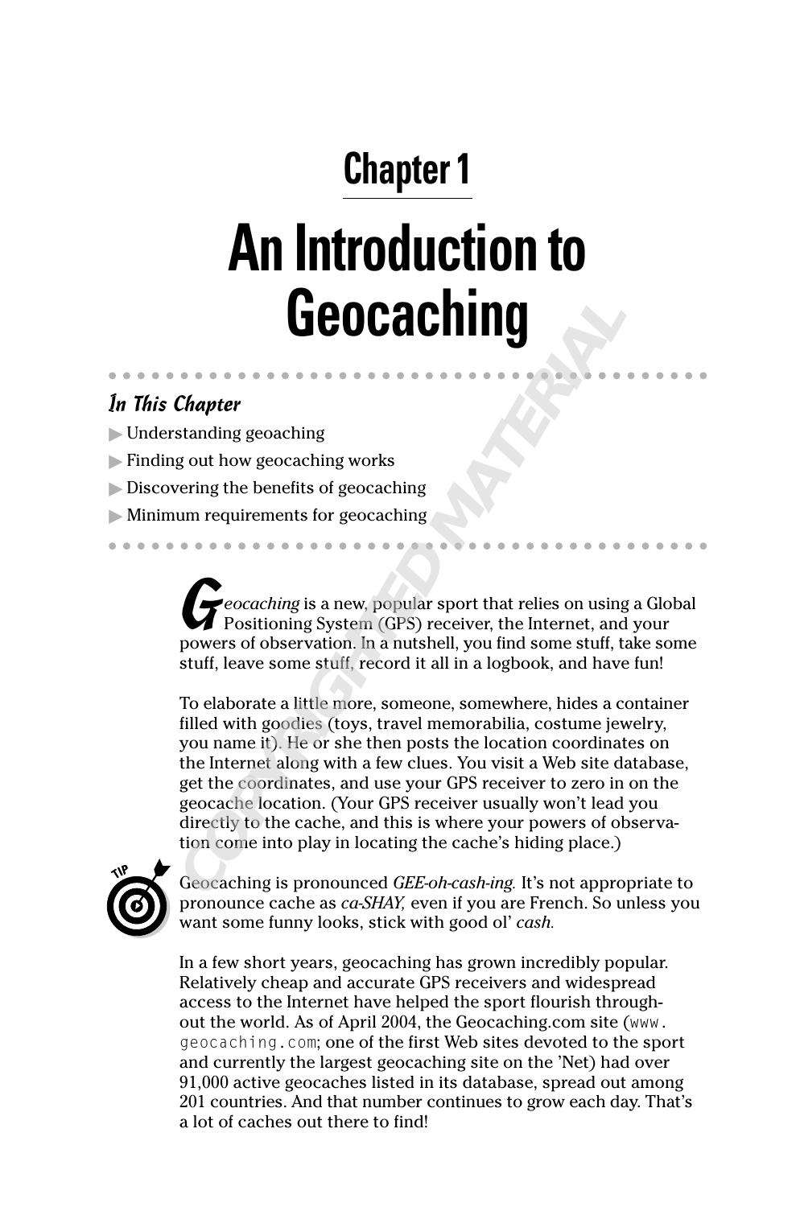# Chapter 1

# An Introduction to Geocaching

### In This Chapter

- Understanding geocaching
- Finding out how geocaching works
- Discovering the benefits of geocaching
- Minimum requirements for geocaching

*Geocaching* is a new, popular sport that relies on using a Global Positioning System (GPS) receiver, the Internet, and your powers of observation. In a nutshell, you find some stuff, take some stuff, leave some stuff, record it all in a logbook, and have fun!

To elaborate a little more, someone, somewhere, hides a container filled with goodies (toys, travel memorabilia, costume jewelry, you name it). He or she then posts the location coordinates on the Internet along with a few clues. You visit a Web site database, get the coordinates, and use your GPS receiver to zero in on the geocache location. (Your GPS receiver usually won't lead you directly to the cache, and this is where your powers of observation come into play in locating the cache's hiding place.)

TIP: Geocaching is pronounced *GEE-oh-cash-ing.* It's not appropriate to pronounce cache as *ca-SHAY,* even if you are French. So unless you want some funny looks, stick with good ol' *cash.*

In a few short years, geocaching has grown incredibly popular. Relatively cheap and accurate GPS receivers and widespread access to the Internet have helped the sport flourish throughout the world. As of April 2004, the Geocaching.com site (`www.geocaching.com`; one of the first Web sites devoted to the sport and currently the largest geocaching site on the 'Net) had over 91,000 active geocaches listed in its database, spread out among 201 countries. And that number continues to grow each day. That's a lot of caches out there to find!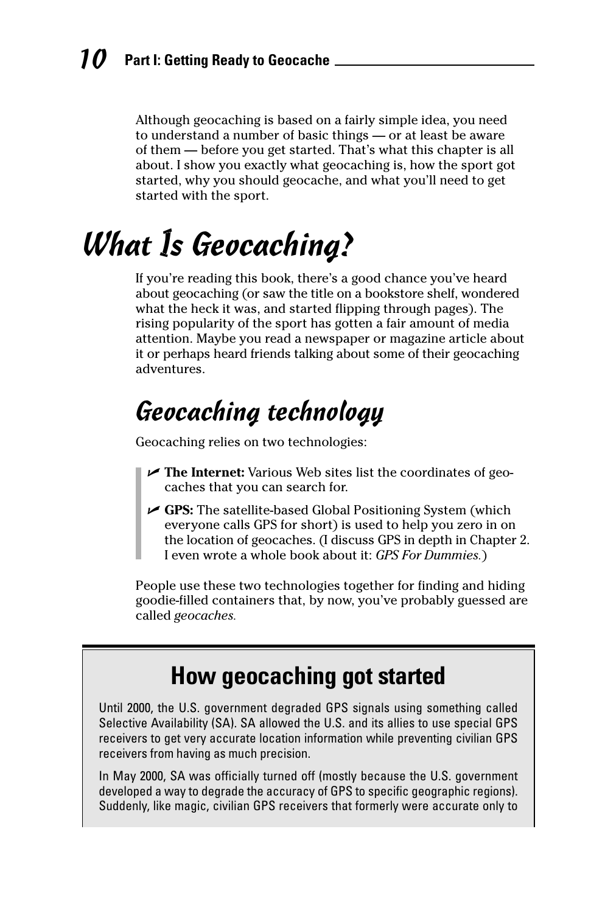Although geocaching is based on a fairly simple idea, you need to understand a number of basic things — or at least be aware of them — before you get started. That's what this chapter is all about. I show you exactly what geocaching is, how the sport got started, why you should geocache, and what you'll need to get started with the sport.

# What Is Geocaching?

If you're reading this book, there's a good chance you've heard about geocaching (or saw the title on a bookstore shelf, wondered what the heck it was, and started flipping through pages). The rising popularity of the sport has gotten a fair amount of media attention. Maybe you read a newspaper or magazine article about it or perhaps heard friends talking about some of their geocaching adventures.

## Geocaching technology

Geocaching relies on two technologies:

- **The Internet:** Various Web sites list the coordinates of geocaches that you can search for.
- **GPS:** The satellite-based Global Positioning System (which everyone calls GPS for short) is used to help you zero in on the location of geocaches. (I discuss GPS in depth in Chapter 2. I even wrote a whole book about it: *GPS For Dummies.*)

People use these two technologies together for finding and hiding goodie-filled containers that, by now, you've probably guessed are called *geocaches.*

### How geocaching got started

Until 2000, the U.S. government degraded GPS signals using something called Selective Availability (SA). SA allowed the U.S. and its allies to use special GPS receivers to get very accurate location information while preventing civilian GPS receivers from having as much precision.

In May 2000, SA was officially turned off (mostly because the U.S. government developed a way to degrade the accuracy of GPS to specific geographic regions). Suddenly, like magic, civilian GPS receivers that formerly were accurate only to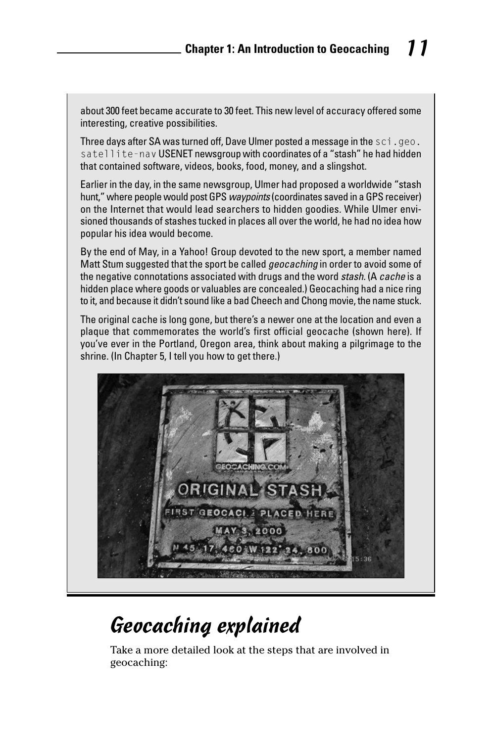about 300 feet became accurate to 30 feet. This new level of accuracy offered some interesting, creative possibilities.

Three days after SA was turned off, Dave Ulmer posted a message in the `sci.geo.satellite-nav` USENET newsgroup with coordinates of a "stash" he had hidden that contained software, videos, books, food, money, and a slingshot.

Earlier in the day, in the same newsgroup, Ulmer had proposed a worldwide "stash hunt," where people would post GPS *waypoints* (coordinates saved in a GPS receiver) on the Internet that would lead searchers to hidden goodies. While Ulmer envisioned thousands of stashes tucked in places all over the world, he had no idea how popular his idea would become.

By the end of May, in a Yahoo! Group devoted to the new sport, a member named Matt Stum suggested that the sport be called *geocaching* in order to avoid some of the negative connotations associated with drugs and the word *stash.* (A *cache* is a hidden place where goods or valuables are concealed.) Geocaching had a nice ring to it, and because it didn't sound like a bad Cheech and Chong movie, the name stuck.

The original cache is long gone, but there's a newer one at the location and even a plaque that commemorates the world's first official geocache (shown here). If you've ever in the Portland, Oregon area, think about making a pilgrimage to the shrine. (In Chapter 5, I tell you how to get there.)

## Geocaching explained

Take a more detailed look at the steps that are involved in geocaching: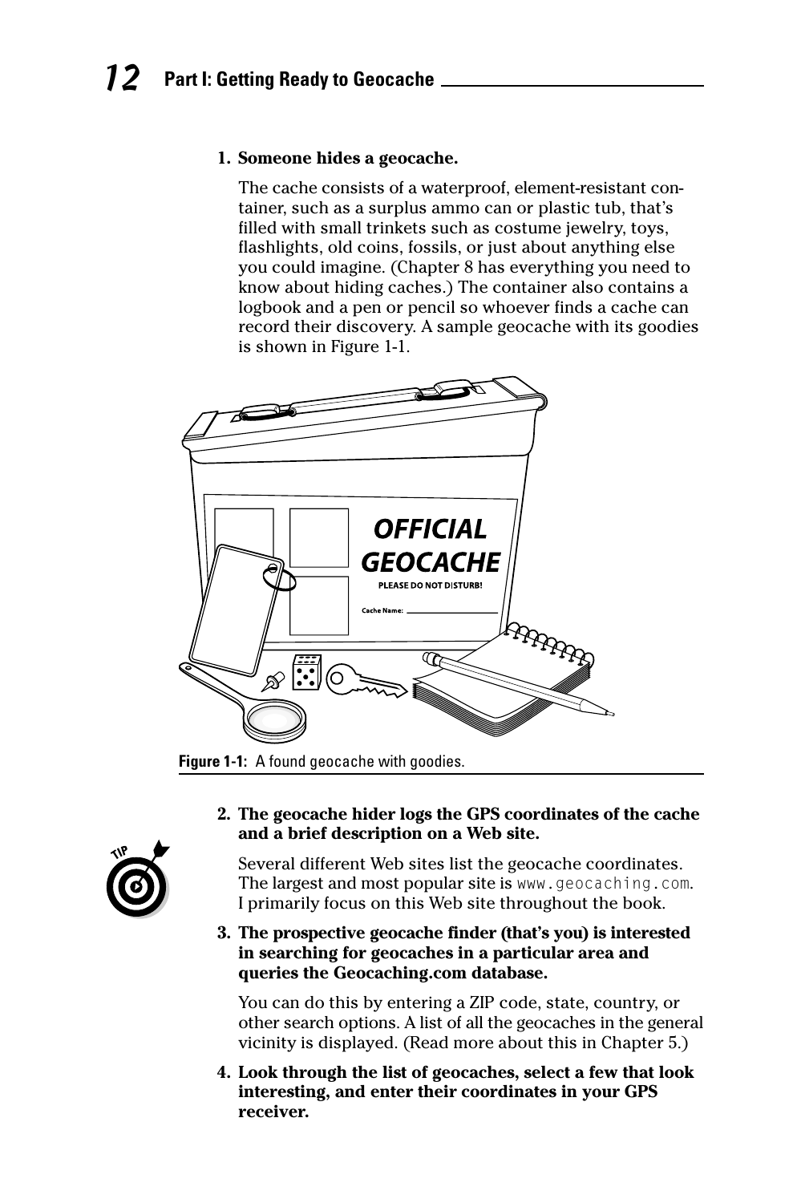1. **Someone hides a geocache.**

   The cache consists of a waterproof, element-resistant container, such as a surplus ammo can or plastic tub, that's filled with small trinkets such as costume jewelry, toys, flashlights, old coins, fossils, or just about anything else you could imagine. (Chapter 8 has everything you need to know about hiding caches.) The container also contains a logbook and a pen or pencil so whoever finds a cache can record their discovery. A sample geocache with its goodies is shown in Figure 1-1.

**Figure 1-1:** A found geocache with goodies.

2. **The geocache hider logs the GPS coordinates of the cache and a brief description on a Web site.**

   TIP

   Several different Web sites list the geocache coordinates. The largest and most popular site is www.geocaching.com. I primarily focus on this Web site throughout the book.

3. **The prospective geocache finder (that's you) is interested in searching for geocaches in a particular area and queries the Geocaching.com database.**

   You can do this by entering a ZIP code, state, country, or other search options. A list of all the geocaches in the general vicinity is displayed. (Read more about this in Chapter 5.)

4. **Look through the list of geocaches, select a few that look interesting, and enter their coordinates in your GPS receiver.**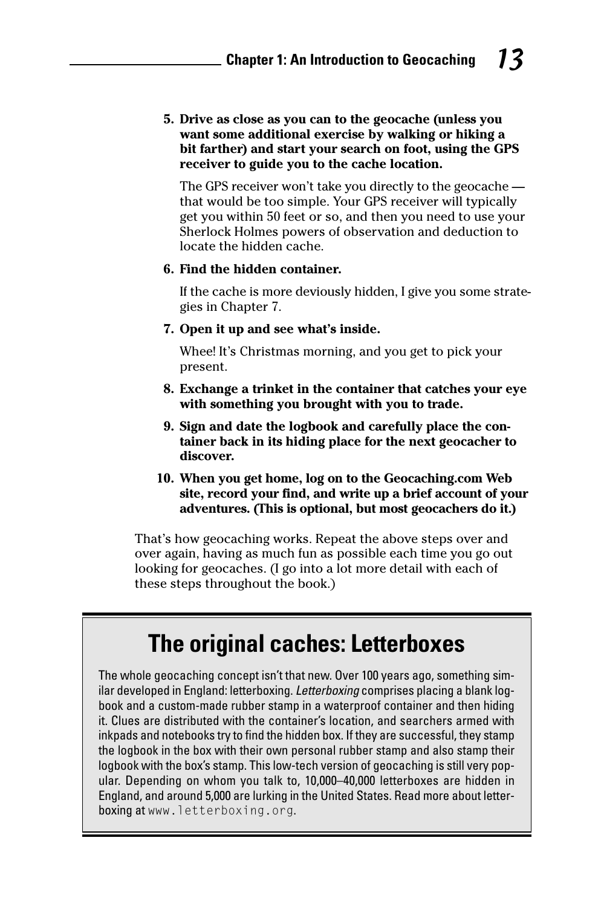5. **Drive as close as you can to the geocache (unless you want some additional exercise by walking or hiking a bit farther) and start your search on foot, using the GPS receiver to guide you to the cache location.**

   The GPS receiver won't take you directly to the geocache — that would be too simple. Your GPS receiver will typically get you within 50 feet or so, and then you need to use your Sherlock Holmes powers of observation and deduction to locate the hidden cache.

6. **Find the hidden container.**

   If the cache is more deviously hidden, I give you some strategies in Chapter 7.

7. **Open it up and see what's inside.**

   Whee! It's Christmas morning, and you get to pick your present.

8. **Exchange a trinket in the container that catches your eye with something you brought with you to trade.**

9. **Sign and date the logbook and carefully place the container back in its hiding place for the next geocacher to discover.**

10. **When you get home, log on to the Geocaching.com Web site, record your find, and write up a brief account of your adventures. (This is optional, but most geocachers do it.)**

That's how geocaching works. Repeat the above steps over and over again, having as much fun as possible each time you go out looking for geocaches. (I go into a lot more detail with each of these steps throughout the book.)

## The original caches: Letterboxes

The whole geocaching concept isn't that new. Over 100 years ago, something similar developed in England: letterboxing. *Letterboxing* comprises placing a blank logbook and a custom-made rubber stamp in a waterproof container and then hiding it. Clues are distributed with the container's location, and searchers armed with inkpads and notebooks try to find the hidden box. If they are successful, they stamp the logbook in the box with their own personal rubber stamp and also stamp their logbook with the box's stamp. This low-tech version of geocaching is still very popular. Depending on whom you talk to, 10,000–40,000 letterboxes are hidden in England, and around 5,000 are lurking in the United States. Read more about letterboxing at `www.letterboxing.org`.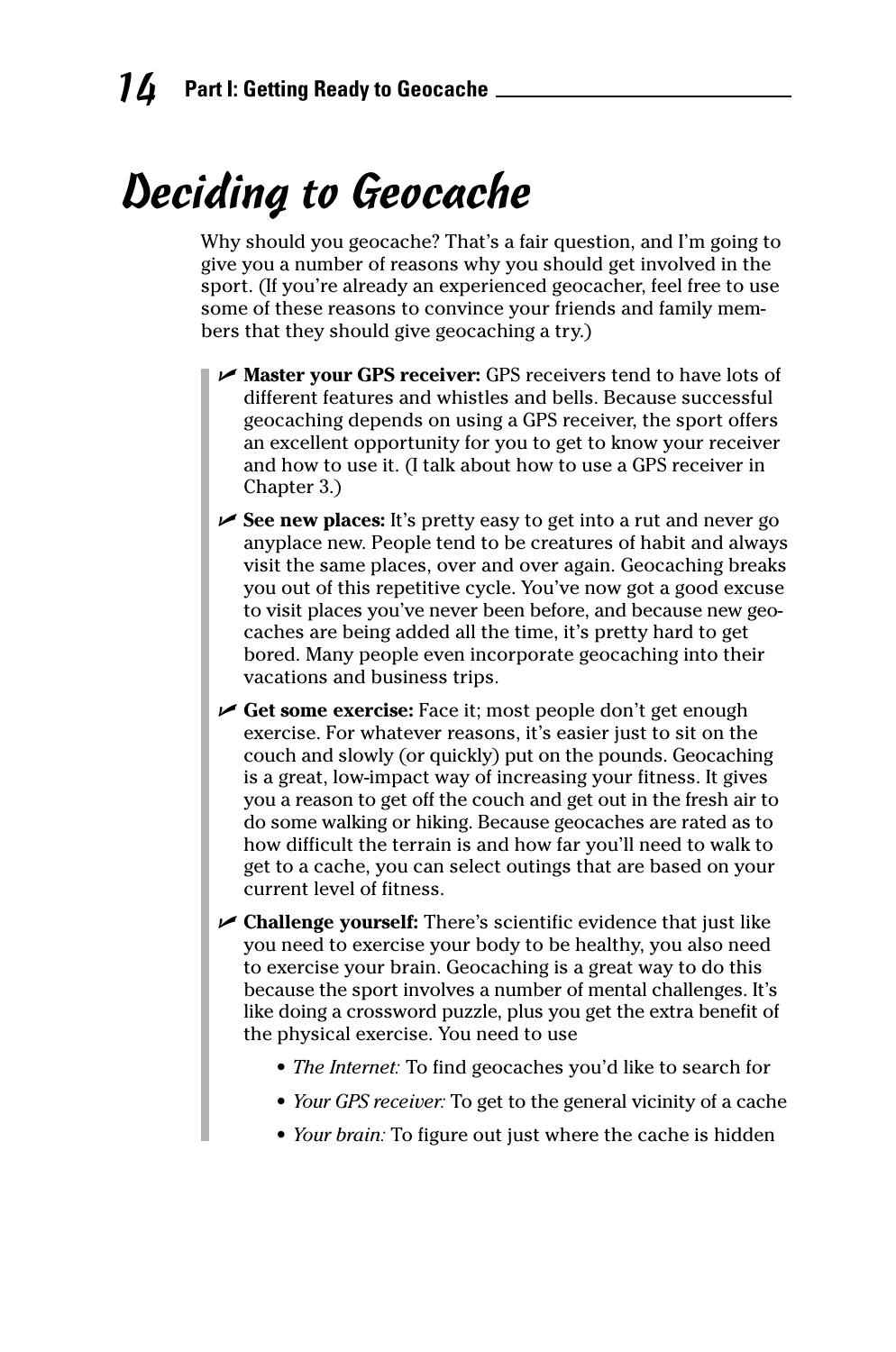# Deciding to Geocache

Why should you geocache? That's a fair question, and I'm going to give you a number of reasons why you should get involved in the sport. (If you're already an experienced geocacher, feel free to use some of these reasons to convince your friends and family members that they should give geocaching a try.)

- **Master your GPS receiver:** GPS receivers tend to have lots of different features and whistles and bells. Because successful geocaching depends on using a GPS receiver, the sport offers an excellent opportunity for you to get to know your receiver and how to use it. (I talk about how to use a GPS receiver in Chapter 3.)
- **See new places:** It's pretty easy to get into a rut and never go anyplace new. People tend to be creatures of habit and always visit the same places, over and over again. Geocaching breaks you out of this repetitive cycle. You've now got a good excuse to visit places you've never been before, and because new geocaches are being added all the time, it's pretty hard to get bored. Many people even incorporate geocaching into their vacations and business trips.
- **Get some exercise:** Face it; most people don't get enough exercise. For whatever reasons, it's easier just to sit on the couch and slowly (or quickly) put on the pounds. Geocaching is a great, low-impact way of increasing your fitness. It gives you a reason to get off the couch and get out in the fresh air to do some walking or hiking. Because geocaches are rated as to how difficult the terrain is and how far you'll need to walk to get to a cache, you can select outings that are based on your current level of fitness.
- **Challenge yourself:** There's scientific evidence that just like you need to exercise your body to be healthy, you also need to exercise your brain. Geocaching is a great way to do this because the sport involves a number of mental challenges. It's like doing a crossword puzzle, plus you get the extra benefit of the physical exercise. You need to use
  - *The Internet:* To find geocaches you'd like to search for
  - *Your GPS receiver:* To get to the general vicinity of a cache
  - *Your brain:* To figure out just where the cache is hidden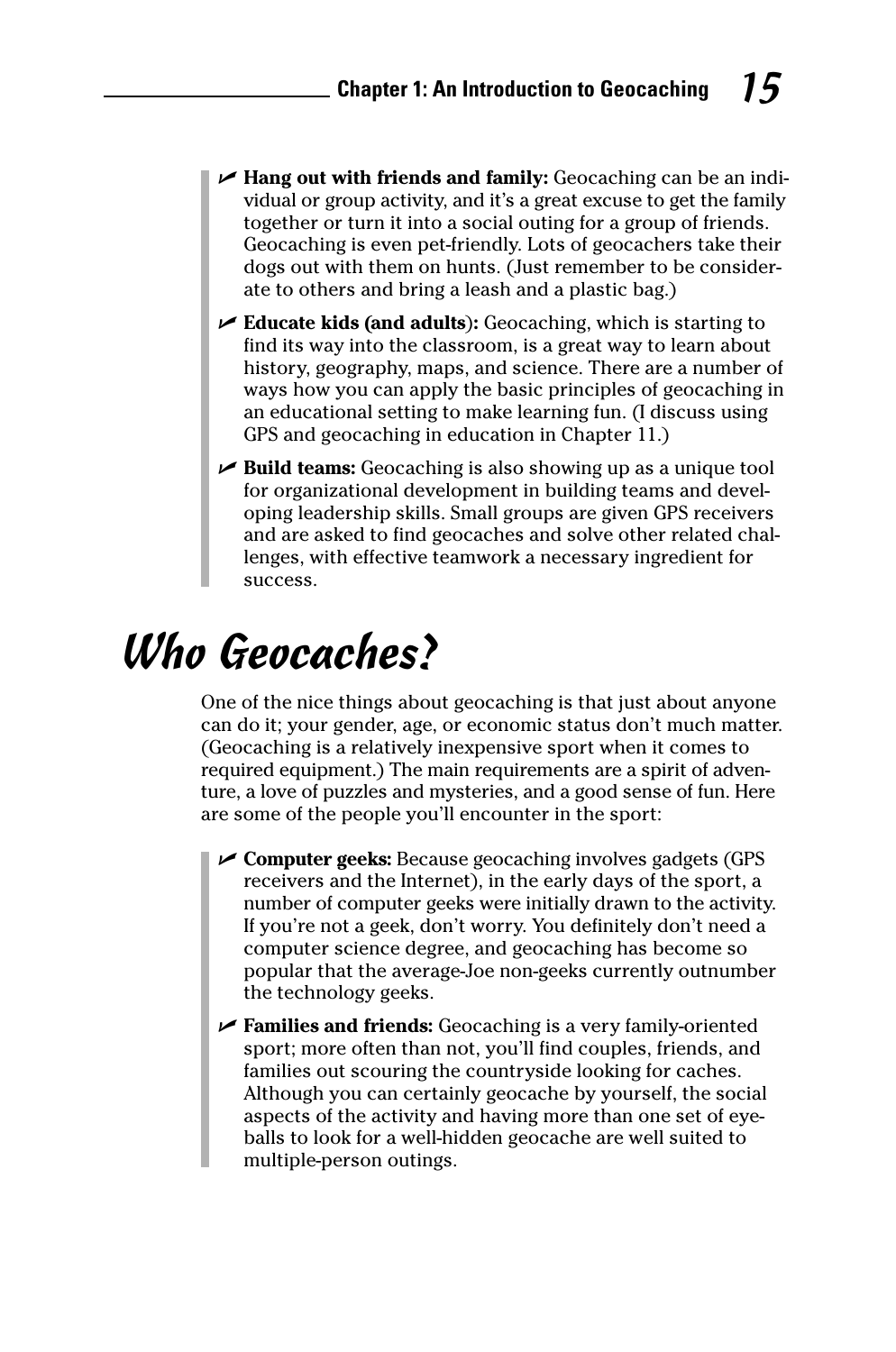- **Hang out with friends and family:** Geocaching can be an individual or group activity, and it's a great excuse to get the family together or turn it into a social outing for a group of friends. Geocaching is even pet-friendly. Lots of geocachers take their dogs out with them on hunts. (Just remember to be considerate to others and bring a leash and a plastic bag.)
- **Educate kids (and adults):** Geocaching, which is starting to find its way into the classroom, is a great way to learn about history, geography, maps, and science. There are a number of ways how you can apply the basic principles of geocaching in an educational setting to make learning fun. (I discuss using GPS and geocaching in education in Chapter 11.)
- **Build teams:** Geocaching is also showing up as a unique tool for organizational development in building teams and developing leadership skills. Small groups are given GPS receivers and are asked to find geocaches and solve other related challenges, with effective teamwork a necessary ingredient for success.

# Who Geocaches?

One of the nice things about geocaching is that just about anyone can do it; your gender, age, or economic status don't much matter. (Geocaching is a relatively inexpensive sport when it comes to required equipment.) The main requirements are a spirit of adventure, a love of puzzles and mysteries, and a good sense of fun. Here are some of the people you'll encounter in the sport:

- **Computer geeks:** Because geocaching involves gadgets (GPS receivers and the Internet), in the early days of the sport, a number of computer geeks were initially drawn to the activity. If you're not a geek, don't worry. You definitely don't need a computer science degree, and geocaching has become so popular that the average-Joe non-geeks currently outnumber the technology geeks.
- **Families and friends:** Geocaching is a very family-oriented sport; more often than not, you'll find couples, friends, and families out scouring the countryside looking for caches. Although you can certainly geocache by yourself, the social aspects of the activity and having more than one set of eyeballs to look for a well-hidden geocache are well suited to multiple-person outings.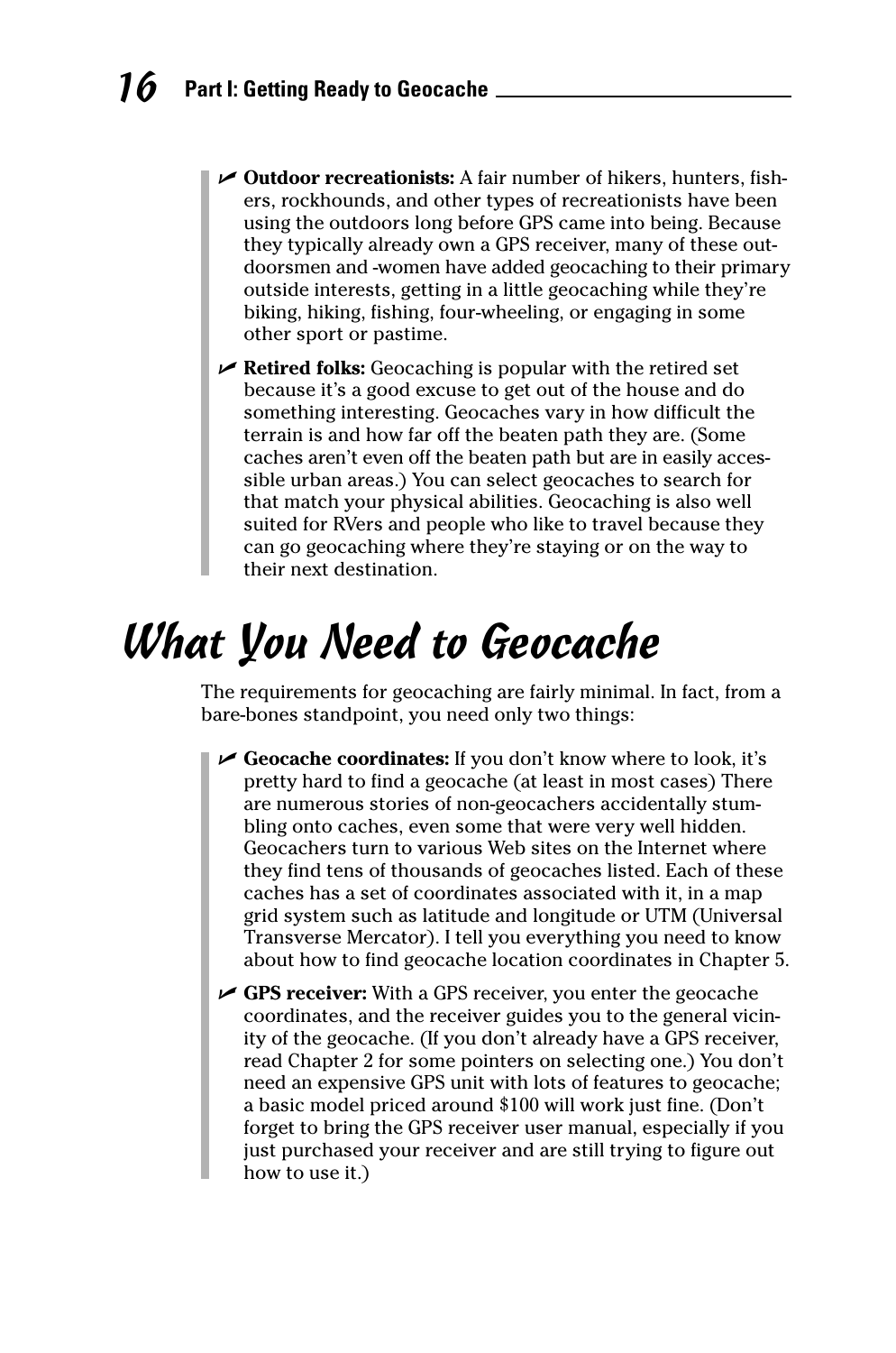- **Outdoor recreationists:** A fair number of hikers, hunters, fishers, rockhounds, and other types of recreationists have been using the outdoors long before GPS came into being. Because they typically already own a GPS receiver, many of these outdoorsmen and -women have added geocaching to their primary outside interests, getting in a little geocaching while they're biking, hiking, fishing, four-wheeling, or engaging in some other sport or pastime.
- **Retired folks:** Geocaching is popular with the retired set because it's a good excuse to get out of the house and do something interesting. Geocaches vary in how difficult the terrain is and how far off the beaten path they are. (Some caches aren't even off the beaten path but are in easily accessible urban areas.) You can select geocaches to search for that match your physical abilities. Geocaching is also well suited for RVers and people who like to travel because they can go geocaching where they're staying or on the way to their next destination.

# What You Need to Geocache

The requirements for geocaching are fairly minimal. In fact, from a bare-bones standpoint, you need only two things:

- **Geocache coordinates:** If you don't know where to look, it's pretty hard to find a geocache (at least in most cases) There are numerous stories of non-geocachers accidentally stumbling onto caches, even some that were very well hidden. Geocachers turn to various Web sites on the Internet where they find tens of thousands of geocaches listed. Each of these caches has a set of coordinates associated with it, in a map grid system such as latitude and longitude or UTM (Universal Transverse Mercator). I tell you everything you need to know about how to find geocache location coordinates in Chapter 5.
- **GPS receiver:** With a GPS receiver, you enter the geocache coordinates, and the receiver guides you to the general vicinity of the geocache. (If you don't already have a GPS receiver, read Chapter 2 for some pointers on selecting one.) You don't need an expensive GPS unit with lots of features to geocache; a basic model priced around $100 will work just fine. (Don't forget to bring the GPS receiver user manual, especially if you just purchased your receiver and are still trying to figure out how to use it.)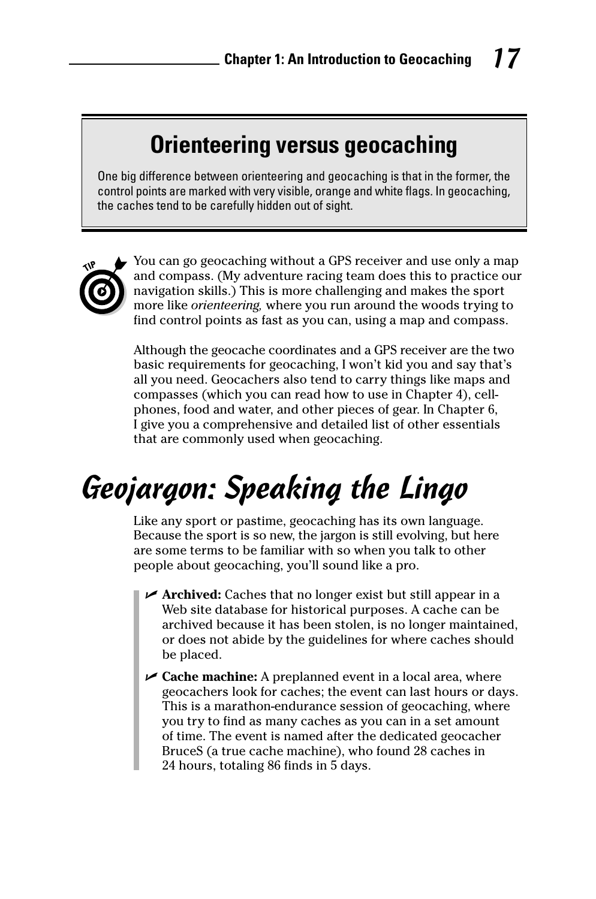## Orienteering versus geocaching

One big difference between orienteering and geocaching is that in the former, the control points are marked with very visible, orange and white flags. In geocaching, the caches tend to be carefully hidden out of sight.

TIP

You can go geocaching without a GPS receiver and use only a map and compass. (My adventure racing team does this to practice our navigation skills.) This is more challenging and makes the sport more like *orienteering,* where you run around the woods trying to find control points as fast as you can, using a map and compass.

Although the geocache coordinates and a GPS receiver are the two basic requirements for geocaching, I won't kid you and say that's all you need. Geocachers also tend to carry things like maps and compasses (which you can read how to use in Chapter 4), cellphones, food and water, and other pieces of gear. In Chapter 6, I give you a comprehensive and detailed list of other essentials that are commonly used when geocaching.

# Geojargon: Speaking the Lingo

Like any sport or pastime, geocaching has its own language. Because the sport is so new, the jargon is still evolving, but here are some terms to be familiar with so when you talk to other people about geocaching, you'll sound like a pro.

- **Archived:** Caches that no longer exist but still appear in a Web site database for historical purposes. A cache can be archived because it has been stolen, is no longer maintained, or does not abide by the guidelines for where caches should be placed.
- **Cache machine:** A preplanned event in a local area, where geocachers look for caches; the event can last hours or days. This is a marathon-endurance session of geocaching, where you try to find as many caches as you can in a set amount of time. The event is named after the dedicated geocacher BruceS (a true cache machine), who found 28 caches in 24 hours, totaling 86 finds in 5 days.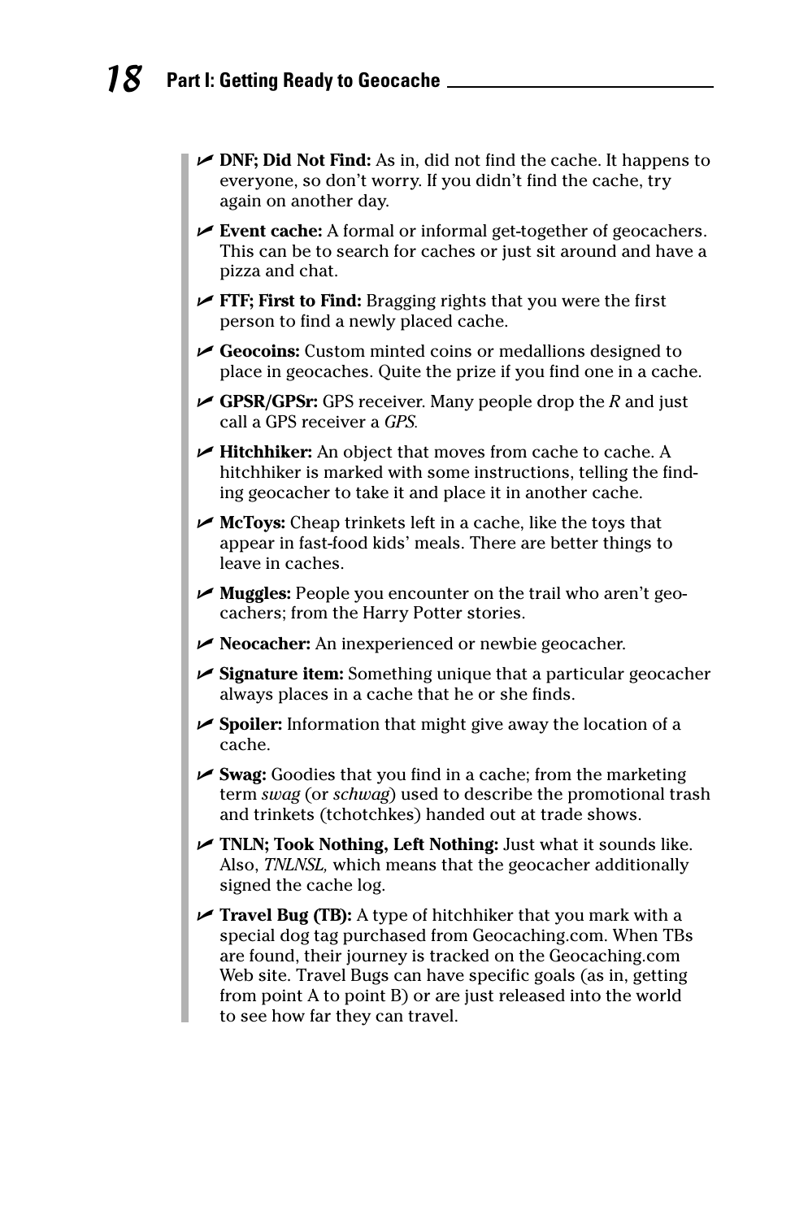- **DNF; Did Not Find:** As in, did not find the cache. It happens to everyone, so don't worry. If you didn't find the cache, try again on another day.
- **Event cache:** A formal or informal get-together of geocachers. This can be to search for caches or just sit around and have a pizza and chat.
- **FTF; First to Find:** Bragging rights that you were the first person to find a newly placed cache.
- **Geocoins:** Custom minted coins or medallions designed to place in geocaches. Quite the prize if you find one in a cache.
- **GPSR/GPSr:** GPS receiver. Many people drop the *R* and just call a GPS receiver a *GPS.*
- **Hitchhiker:** An object that moves from cache to cache. A hitchhiker is marked with some instructions, telling the finding geocacher to take it and place it in another cache.
- **McToys:** Cheap trinkets left in a cache, like the toys that appear in fast-food kids' meals. There are better things to leave in caches.
- **Muggles:** People you encounter on the trail who aren't geocachers; from the Harry Potter stories.
- **Neocacher:** An inexperienced or newbie geocacher.
- **Signature item:** Something unique that a particular geocacher always places in a cache that he or she finds.
- **Spoiler:** Information that might give away the location of a cache.
- **Swag:** Goodies that you find in a cache; from the marketing term *swag* (or *schwag*) used to describe the promotional trash and trinkets (tchotchkes) handed out at trade shows.
- **TNLN; Took Nothing, Left Nothing:** Just what it sounds like. Also, *TNLNSL,* which means that the geocacher additionally signed the cache log.
- **Travel Bug (TB):** A type of hitchhiker that you mark with a special dog tag purchased from Geocaching.com. When TBs are found, their journey is tracked on the Geocaching.com Web site. Travel Bugs can have specific goals (as in, getting from point A to point B) or are just released into the world to see how far they can travel.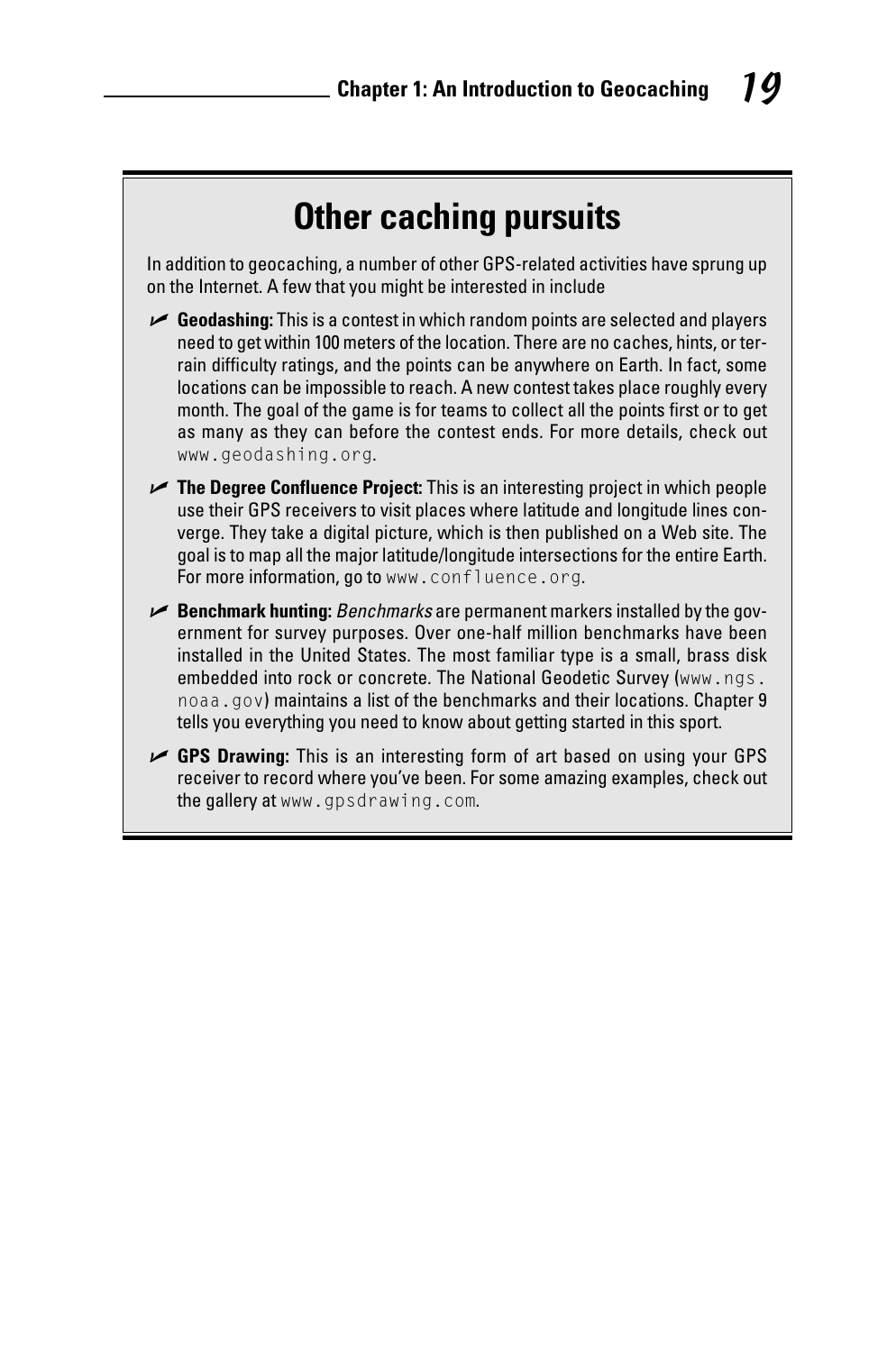## Other caching pursuits

In addition to geocaching, a number of other GPS-related activities have sprung up on the Internet. A few that you might be interested in include

- **Geodashing:** This is a contest in which random points are selected and players need to get within 100 meters of the location. There are no caches, hints, or terrain difficulty ratings, and the points can be anywhere on Earth. In fact, some locations can be impossible to reach. A new contest takes place roughly every month. The goal of the game is for teams to collect all the points first or to get as many as they can before the contest ends. For more details, check out `www.geodashing.org`.
- **The Degree Confluence Project:** This is an interesting project in which people use their GPS receivers to visit places where latitude and longitude lines converge. They take a digital picture, which is then published on a Web site. The goal is to map all the major latitude/longitude intersections for the entire Earth. For more information, go to `www.confluence.org`.
- **Benchmark hunting:** *Benchmarks* are permanent markers installed by the government for survey purposes. Over one-half million benchmarks have been installed in the United States. The most familiar type is a small, brass disk embedded into rock or concrete. The National Geodetic Survey (`www.ngs.noaa.gov`) maintains a list of the benchmarks and their locations. Chapter 9 tells you everything you need to know about getting started in this sport.
- **GPS Drawing:** This is an interesting form of art based on using your GPS receiver to record where you've been. For some amazing examples, check out the gallery at `www.gpsdrawing.com`.